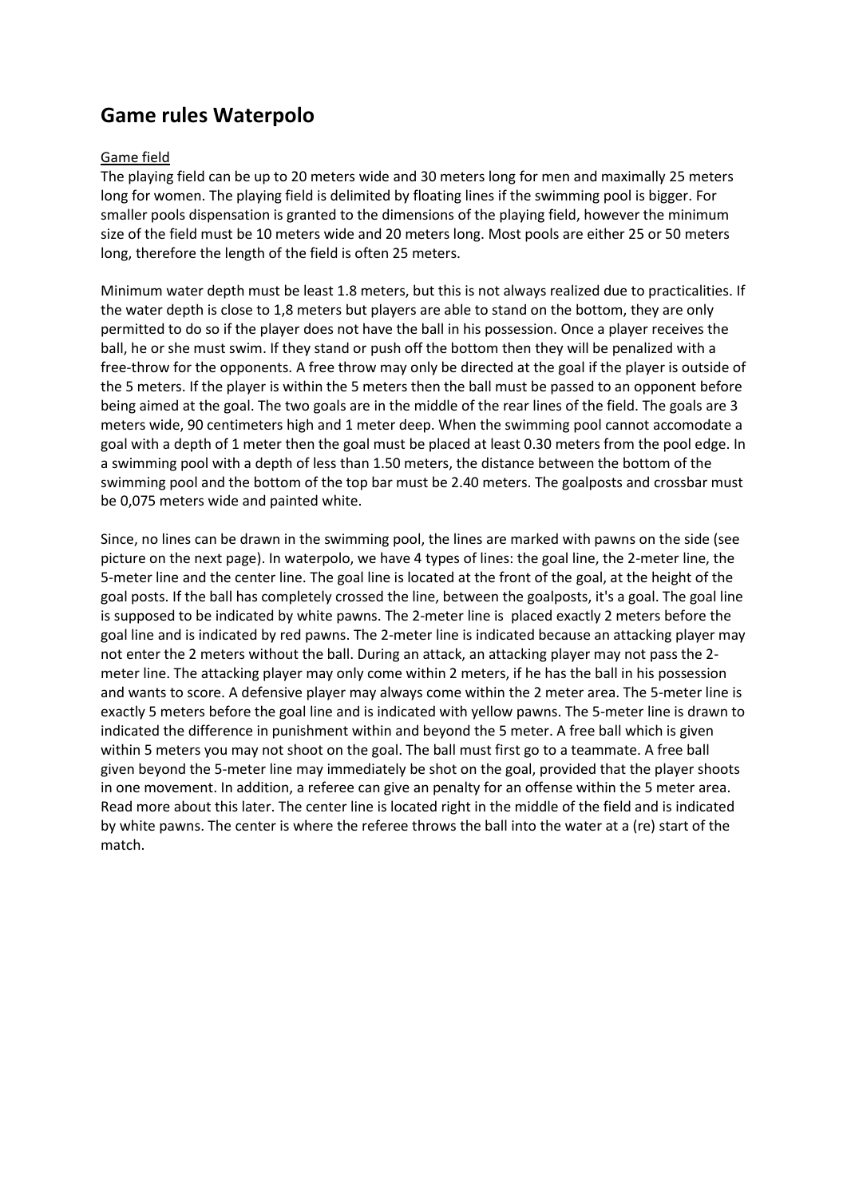# Game rules Waterpolo

Game field

The playing field can be up to 20 meters wide and 30 meters long for men and maximally 25 meters long for women. The playing field is delimited by floating lines if the swimming pool is bigger. For smaller pools dispensation is granted to the dimensions of the playing field, however the minimum size of the field must be 10 meters wide and 20 meters long. Most pools are either 25 or 50 meters long, therefore the length of the field is often 25 meters.

Minimum water depth must be least 1.8 meters, but this is not always realized due to practicalities. If the water depth is close to 1,8 meters but players are able to stand on the bottom, they are only permitted to do so if the player does not have the ball in his possession. Once a player receives the ball, he or she must swim. If they stand or push off the bottom then they will be penalized with a free-throw for the opponents. A free throw may only be directed at the goal if the player is outside of the 5 meters. If the player is within the 5 meters then the ball must be passed to an opponent before being aimed at the goal. The two goals are in the middle of the rear lines of the field. The goals are 3 meters wide, 90 centimeters high and 1 meter deep. When the swimming pool cannot accomodate a goal with a depth of 1 meter then the goal must be placed at least 0.30 meters from the pool edge. In a swimming pool with a depth of less than 1.50 meters, the distance between the bottom of the swimming pool and the bottom of the top bar must be 2.40 meters. The goalposts and crossbar must be 0,075 meters wide and painted white.

Since, no lines can be drawn in the swimming pool, the lines are marked with pawns on the side (see picture on the next page). In waterpolo, we have 4 types of lines: the goal line, the 2-meter line, the 5-meter line and the center line. The goal line is located at the front of the goal, at the height of the goal posts. If the ball has completely crossed the line, between the goalposts, it's a goal. The goal line is supposed to be indicated by white pawns. The 2-meter line is placed exactly 2 meters before the goal line and is indicated by red pawns. The 2-meter line is indicated because an attacking player may not enter the 2 meters without the ball. During an attack, an attacking player may not pass the 2-meter line. The attacking player may only come within 2 meters, if he has the ball in his possession and wants to score. A defensive player may always come within the 2 meter area. The 5-meter line is exactly 5 meters before the goal line and is indicated with yellow pawns. The 5-meter line is drawn to indicated the difference in punishment within and beyond the 5 meter. A free ball which is given within 5 meters you may not shoot on the goal. The ball must first go to a teammate. A free ball given beyond the 5-meter line may immediately be shot on the goal, provided that the player shoots in one movement. In addition, a referee can give an penalty for an offense within the 5 meter area. Read more about this later. The center line is located right in the middle of the field and is indicated by white pawns. The center is where the referee throws the ball into the water at a (re) start of the match.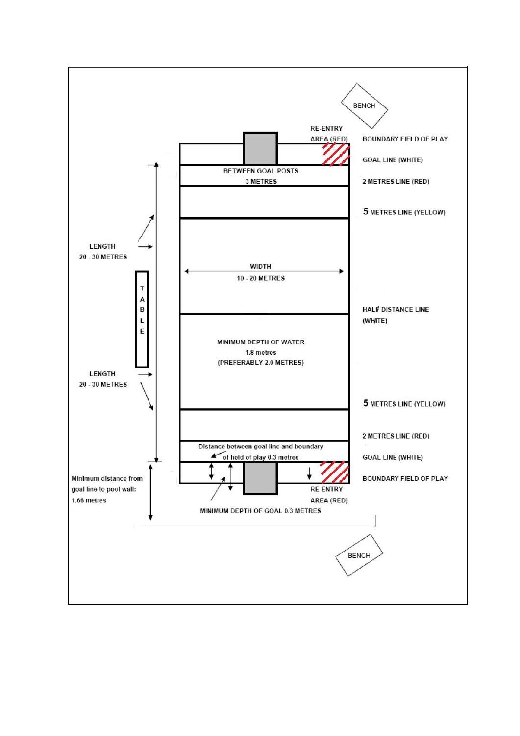BENCH

RE-ENTRY AREA (RED)

BOUNDARY FIELD OF PLAY

GOAL LINE (WHITE)

BETWEEN GOAL POSTS 3 METRES

2 METRES LINE (RED)

5 METRES LINE (YELLOW)

LENGTH 20 - 30 METRES

WIDTH 10 - 20 METRES

TABLE

HALF DISTANCE LINE (WHITE)

MINIMUM DEPTH OF WATER 1.8 metres (PREFERABLY 2.0 METRES)

LENGTH 20 - 30 METRES

5 METRES LINE (YELLOW)

2 METRES LINE (RED)

Distance between goal line and boundary of field of play 0.3 metres

GOAL LINE (WHITE)

Minimum distance from goal line to pool wall: 1.66 metres

BOUNDARY FIELD OF PLAY

RE-ENTRY AREA (RED)

MINIMUM DEPTH OF GOAL 0.3 METRES

BENCH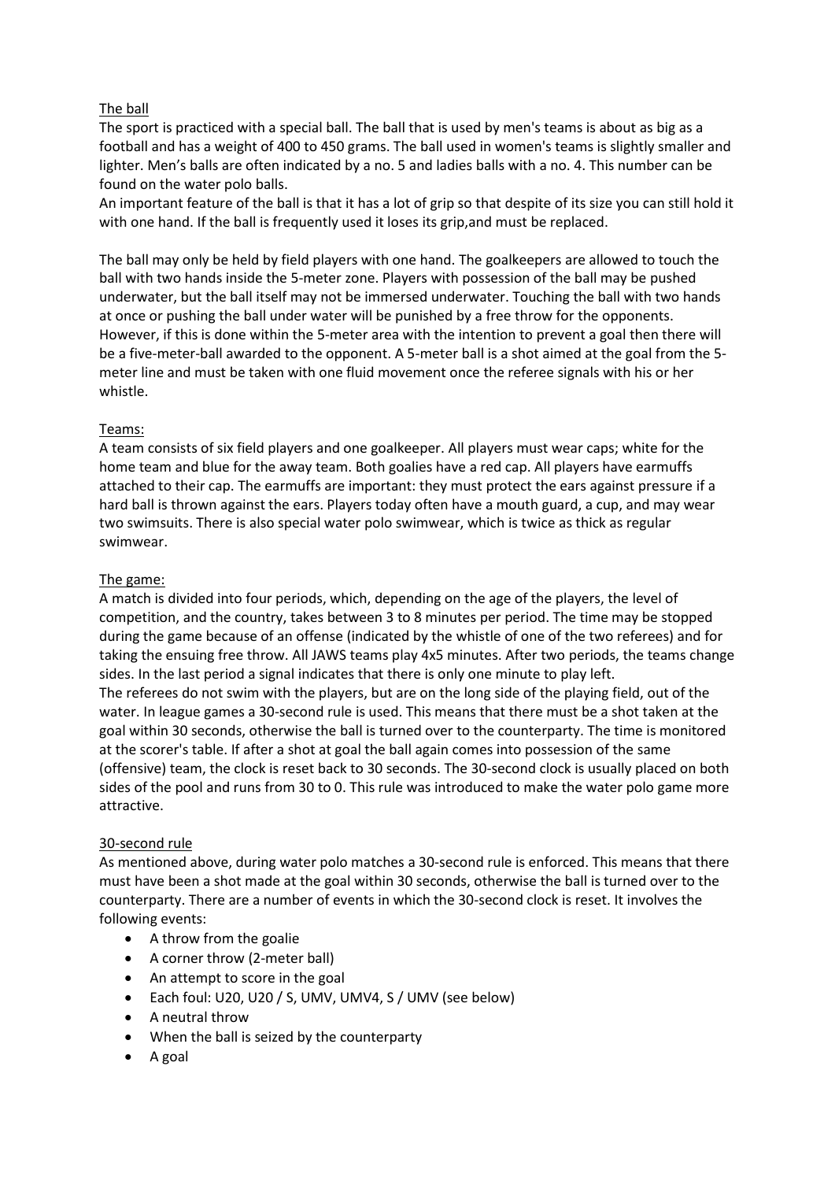## The ball

The sport is practiced with a special ball. The ball that is used by men's teams is about as big as a football and has a weight of 400 to 450 grams. The ball used in women's teams is slightly smaller and lighter. Men's balls are often indicated by a no. 5 and ladies balls with a no. 4. This number can be found on the water polo balls.

An important feature of the ball is that it has a lot of grip so that despite of its size you can still hold it with one hand. If the ball is frequently used it loses its grip,and must be replaced.

The ball may only be held by field players with one hand. The goalkeepers are allowed to touch the ball with two hands inside the 5-meter zone. Players with possession of the ball may be pushed underwater, but the ball itself may not be immersed underwater. Touching the ball with two hands at once or pushing the ball under water will be punished by a free throw for the opponents. However, if this is done within the 5-meter area with the intention to prevent a goal then there will be a five-meter-ball awarded to the opponent. A 5-meter ball is a shot aimed at the goal from the 5-meter line and must be taken with one fluid movement once the referee signals with his or her whistle.

## Teams:

A team consists of six field players and one goalkeeper. All players must wear caps; white for the home team and blue for the away team. Both goalies have a red cap. All players have earmuffs attached to their cap. The earmuffs are important: they must protect the ears against pressure if a hard ball is thrown against the ears. Players today often have a mouth guard, a cup, and may wear two swimsuits. There is also special water polo swimwear, which is twice as thick as regular swimwear.

## The game:

A match is divided into four periods, which, depending on the age of the players, the level of competition, and the country, takes between 3 to 8 minutes per period. The time may be stopped during the game because of an offense (indicated by the whistle of one of the two referees) and for taking the ensuing free throw. All JAWS teams play 4x5 minutes. After two periods, the teams change sides. In the last period a signal indicates that there is only one minute to play left.

The referees do not swim with the players, but are on the long side of the playing field, out of the water. In league games a 30-second rule is used. This means that there must be a shot taken at the goal within 30 seconds, otherwise the ball is turned over to the counterparty. The time is monitored at the scorer's table. If after a shot at goal the ball again comes into possession of the same (offensive) team, the clock is reset back to 30 seconds. The 30-second clock is usually placed on both sides of the pool and runs from 30 to 0. This rule was introduced to make the water polo game more attractive.

## 30-second rule

As mentioned above, during water polo matches a 30-second rule is enforced. This means that there must have been a shot made at the goal within 30 seconds, otherwise the ball is turned over to the counterparty. There are a number of events in which the 30-second clock is reset. It involves the following events:

- A throw from the goalie
- A corner throw (2-meter ball)
- An attempt to score in the goal
- Each foul: U20, U20 / S, UMV, UMV4, S / UMV (see below)
- A neutral throw
- When the ball is seized by the counterparty
- A goal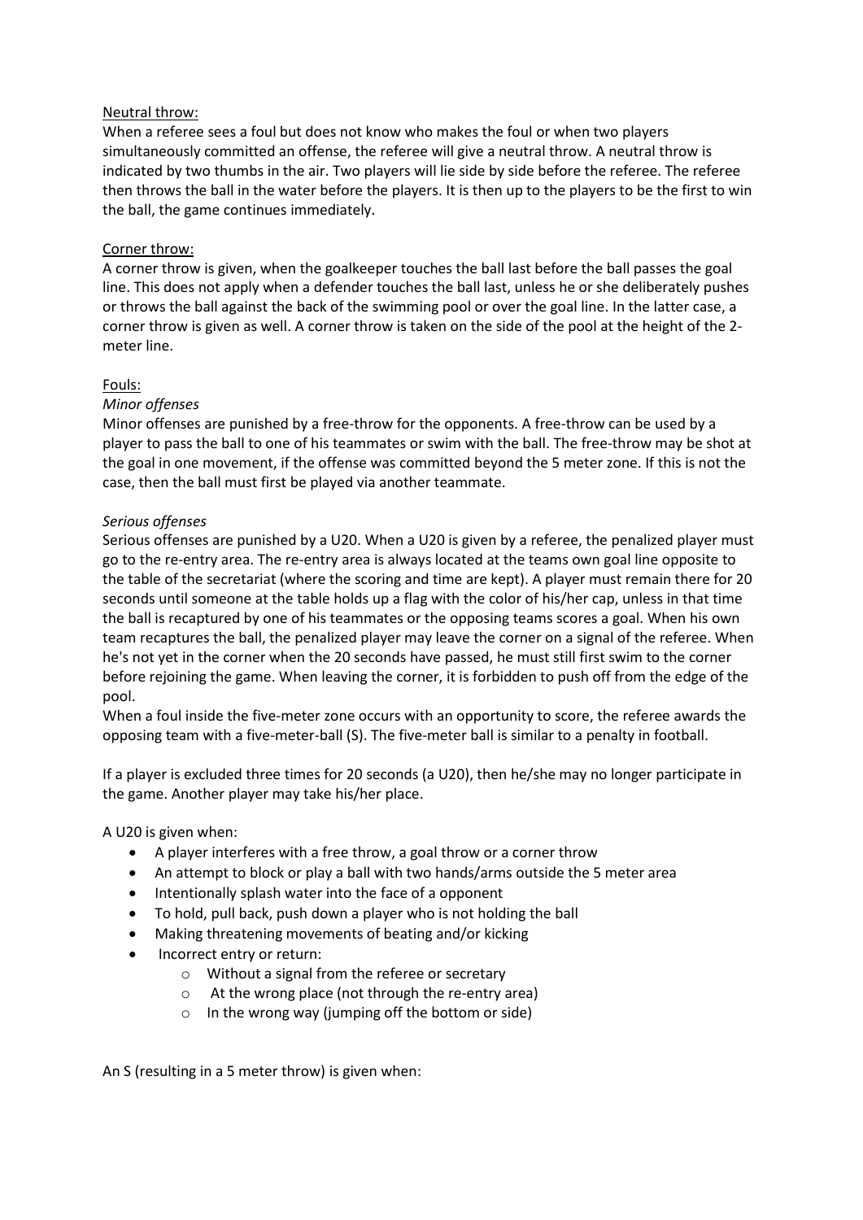Neutral throw:

When a referee sees a foul but does not know who makes the foul or when two players simultaneously committed an offense, the referee will give a neutral throw. A neutral throw is indicated by two thumbs in the air. Two players will lie side by side before the referee. The referee then throws the ball in the water before the players. It is then up to the players to be the first to win the ball, the game continues immediately.

Corner throw:

A corner throw is given, when the goalkeeper touches the ball last before the ball passes the goal line. This does not apply when a defender touches the ball last, unless he or she deliberately pushes or throws the ball against the back of the swimming pool or over the goal line. In the latter case, a corner throw is given as well. A corner throw is taken on the side of the pool at the height of the 2-meter line.

Fouls:

*Minor offenses*

Minor offenses are punished by a free-throw for the opponents. A free-throw can be used by a player to pass the ball to one of his teammates or swim with the ball. The free-throw may be shot at the goal in one movement, if the offense was committed beyond the 5 meter zone. If this is not the case, then the ball must first be played via another teammate.

*Serious offenses*

Serious offenses are punished by a U20. When a U20 is given by a referee, the penalized player must go to the re-entry area. The re-entry area is always located at the teams own goal line opposite to the table of the secretariat (where the scoring and time are kept). A player must remain there for 20 seconds until someone at the table holds up a flag with the color of his/her cap, unless in that time the ball is recaptured by one of his teammates or the opposing teams scores a goal. When his own team recaptures the ball, the penalized player may leave the corner on a signal of the referee. When he's not yet in the corner when the 20 seconds have passed, he must still first swim to the corner before rejoining the game. When leaving the corner, it is forbidden to push off from the edge of the pool.

When a foul inside the five-meter zone occurs with an opportunity to score, the referee awards the opposing team with a five-meter-ball (S). The five-meter ball is similar to a penalty in football.

If a player is excluded three times for 20 seconds (a U20), then he/she may no longer participate in the game. Another player may take his/her place.

A U20 is given when:

- A player interferes with a free throw, a goal throw or a corner throw
- An attempt to block or play a ball with two hands/arms outside the 5 meter area
- Intentionally splash water into the face of a opponent
- To hold, pull back, push down a player who is not holding the ball
- Making threatening movements of beating and/or kicking
- Incorrect entry or return:
  - Without a signal from the referee or secretary
  - At the wrong place (not through the re-entry area)
  - In the wrong way (jumping off the bottom or side)

An S (resulting in a 5 meter throw) is given when: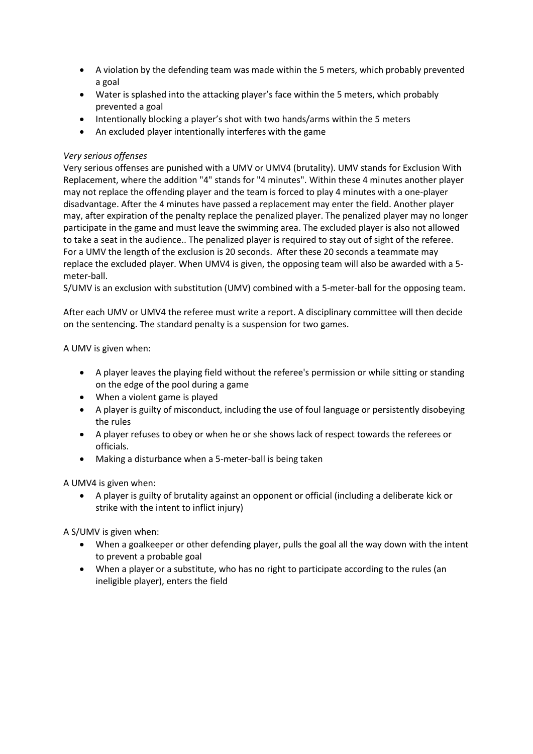- A violation by the defending team was made within the 5 meters, which probably prevented a goal
- Water is splashed into the attacking player's face within the 5 meters, which probably prevented a goal
- Intentionally blocking a player's shot with two hands/arms within the 5 meters
- An excluded player intentionally interferes with the game

*Very serious offenses*

Very serious offenses are punished with a UMV or UMV4 (brutality). UMV stands for Exclusion With Replacement, where the addition "4" stands for "4 minutes". Within these 4 minutes another player may not replace the offending player and the team is forced to play 4 minutes with a one-player disadvantage. After the 4 minutes have passed a replacement may enter the field. Another player may, after expiration of the penalty replace the penalized player. The penalized player may no longer participate in the game and must leave the swimming area. The excluded player is also not allowed to take a seat in the audience.. The penalized player is required to stay out of sight of the referee. For a UMV the length of the exclusion is 20 seconds. After these 20 seconds a teammate may replace the excluded player. When UMV4 is given, the opposing team will also be awarded with a 5-meter-ball.

S/UMV is an exclusion with substitution (UMV) combined with a 5-meter-ball for the opposing team.

After each UMV or UMV4 the referee must write a report. A disciplinary committee will then decide on the sentencing. The standard penalty is a suspension for two games.

A UMV is given when:

- A player leaves the playing field without the referee's permission or while sitting or standing on the edge of the pool during a game
- When a violent game is played
- A player is guilty of misconduct, including the use of foul language or persistently disobeying the rules
- A player refuses to obey or when he or she shows lack of respect towards the referees or officials.
- Making a disturbance when a 5-meter-ball is being taken

A UMV4 is given when:

- A player is guilty of brutality against an opponent or official (including a deliberate kick or strike with the intent to inflict injury)

A S/UMV is given when:

- When a goalkeeper or other defending player, pulls the goal all the way down with the intent to prevent a probable goal
- When a player or a substitute, who has no right to participate according to the rules (an ineligible player), enters the field